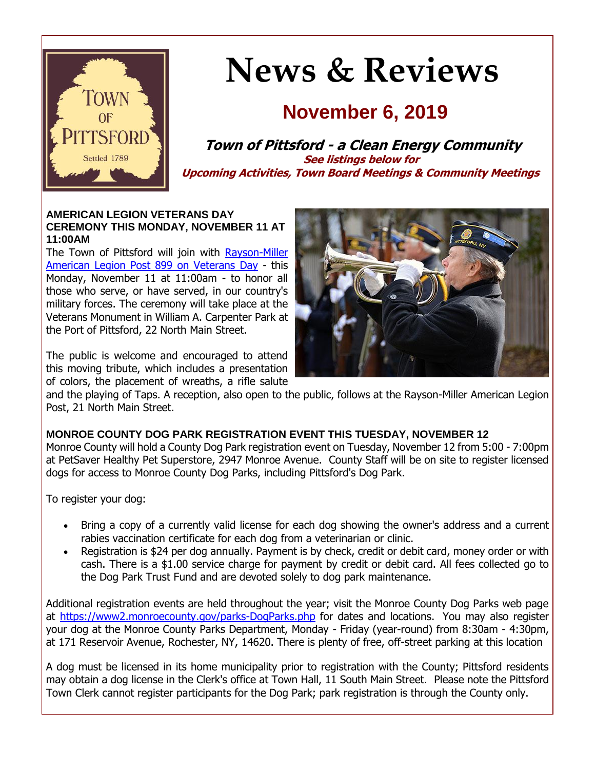# News & Reviews

## November 6, 2019

**Town of Pittsford - a Clean Energy Community**

**See listings below for**
**Upcoming Activities, Town Board Meetings & Community Meetings**

### AMERICAN LEGION VETERANS DAY CEREMONY THIS MONDAY, NOVEMBER 11 AT 11:00AM

The Town of Pittsford will join with Rayson-Miller American Legion Post 899 on Veterans Day - this Monday, November 11 at 11:00am - to honor all those who serve, or have served, in our country's military forces. The ceremony will take place at the Veterans Monument in William A. Carpenter Park at the Port of Pittsford, 22 North Main Street.

The public is welcome and encouraged to attend this moving tribute, which includes a presentation of colors, the placement of wreaths, a rifle salute and the playing of Taps. A reception, also open to the public, follows at the Rayson-Miller American Legion Post, 21 North Main Street.

### MONROE COUNTY DOG PARK REGISTRATION EVENT THIS TUESDAY, NOVEMBER 12

Monroe County will hold a County Dog Park registration event on Tuesday, November 12 from 5:00 - 7:00pm at PetSaver Healthy Pet Superstore, 2947 Monroe Avenue. County Staff will be on site to register licensed dogs for access to Monroe County Dog Parks, including Pittsford's Dog Park.

To register your dog:

- Bring a copy of a currently valid license for each dog showing the owner's address and a current rabies vaccination certificate for each dog from a veterinarian or clinic.
- Registration is $24 per dog annually. Payment is by check, credit or debit card, money order or with cash. There is a $1.00 service charge for payment by credit or debit card. All fees collected go to the Dog Park Trust Fund and are devoted solely to dog park maintenance.

Additional registration events are held throughout the year; visit the Monroe County Dog Parks web page at https://www2.monroecounty.gov/parks-DogParks.php for dates and locations. You may also register your dog at the Monroe County Parks Department, Monday - Friday (year-round) from 8:30am - 4:30pm, at 171 Reservoir Avenue, Rochester, NY, 14620. There is plenty of free, off-street parking at this location

A dog must be licensed in its home municipality prior to registration with the County; Pittsford residents may obtain a dog license in the Clerk's office at Town Hall, 11 South Main Street. Please note the Pittsford Town Clerk cannot register participants for the Dog Park; park registration is through the County only.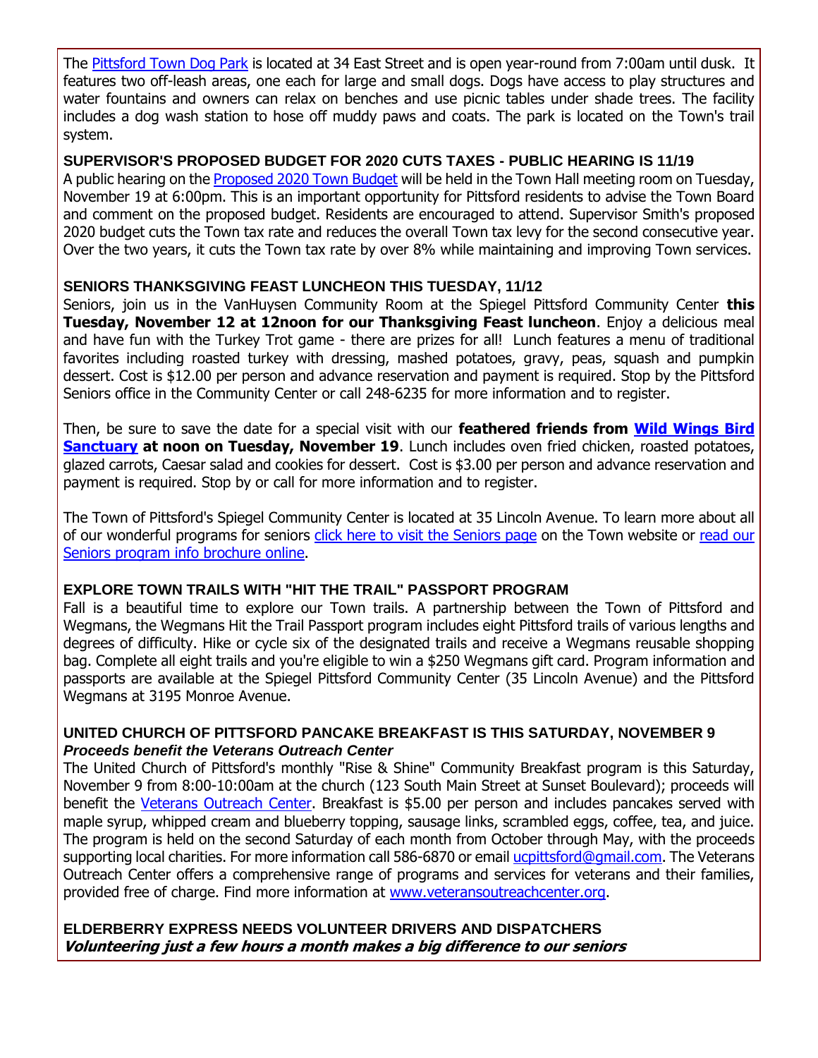The Pittsford Town Dog Park is located at 34 East Street and is open year-round from 7:00am until dusk. It features two off-leash areas, one each for large and small dogs. Dogs have access to play structures and water fountains and owners can relax on benches and use picnic tables under shade trees. The facility includes a dog wash station to hose off muddy paws and coats. The park is located on the Town's trail system.

**SUPERVISOR'S PROPOSED BUDGET FOR 2020 CUTS TAXES - PUBLIC HEARING IS 11/19**

A public hearing on the Proposed 2020 Town Budget will be held in the Town Hall meeting room on Tuesday, November 19 at 6:00pm. This is an important opportunity for Pittsford residents to advise the Town Board and comment on the proposed budget. Residents are encouraged to attend. Supervisor Smith's proposed 2020 budget cuts the Town tax rate and reduces the overall Town tax levy for the second consecutive year. Over the two years, it cuts the Town tax rate by over 8% while maintaining and improving Town services.

**SENIORS THANKSGIVING FEAST LUNCHEON THIS TUESDAY, 11/12**

Seniors, join us in the VanHuysen Community Room at the Spiegel Pittsford Community Center **this Tuesday, November 12 at 12noon for our Thanksgiving Feast luncheon**. Enjoy a delicious meal and have fun with the Turkey Trot game - there are prizes for all! Lunch features a menu of traditional favorites including roasted turkey with dressing, mashed potatoes, gravy, peas, squash and pumpkin dessert. Cost is $12.00 per person and advance reservation and payment is required. Stop by the Pittsford Seniors office in the Community Center or call 248-6235 for more information and to register.

Then, be sure to save the date for a special visit with our **feathered friends from Wild Wings Bird Sanctuary at noon on Tuesday, November 19**. Lunch includes oven fried chicken, roasted potatoes, glazed carrots, Caesar salad and cookies for dessert. Cost is $3.00 per person and advance reservation and payment is required. Stop by or call for more information and to register.

The Town of Pittsford's Spiegel Community Center is located at 35 Lincoln Avenue. To learn more about all of our wonderful programs for seniors click here to visit the Seniors page on the Town website or read our Seniors program info brochure online.

**EXPLORE TOWN TRAILS WITH "HIT THE TRAIL" PASSPORT PROGRAM**

Fall is a beautiful time to explore our Town trails. A partnership between the Town of Pittsford and Wegmans, the Wegmans Hit the Trail Passport program includes eight Pittsford trails of various lengths and degrees of difficulty. Hike or cycle six of the designated trails and receive a Wegmans reusable shopping bag. Complete all eight trails and you're eligible to win a $250 Wegmans gift card. Program information and passports are available at the Spiegel Pittsford Community Center (35 Lincoln Avenue) and the Pittsford Wegmans at 3195 Monroe Avenue.

**UNITED CHURCH OF PITTSFORD PANCAKE BREAKFAST IS THIS SATURDAY, NOVEMBER 9**
***Proceeds benefit the Veterans Outreach Center***

The United Church of Pittsford's monthly "Rise & Shine" Community Breakfast program is this Saturday, November 9 from 8:00-10:00am at the church (123 South Main Street at Sunset Boulevard); proceeds will benefit the Veterans Outreach Center. Breakfast is $5.00 per person and includes pancakes served with maple syrup, whipped cream and blueberry topping, sausage links, scrambled eggs, coffee, tea, and juice. The program is held on the second Saturday of each month from October through May, with the proceeds supporting local charities. For more information call 586-6870 or email ucpittsford@gmail.com. The Veterans Outreach Center offers a comprehensive range of programs and services for veterans and their families, provided free of charge. Find more information at www.veteransoutreachcenter.org.

**ELDERBERRY EXPRESS NEEDS VOLUNTEER DRIVERS AND DISPATCHERS**
***Volunteering just a few hours a month makes a big difference to our seniors***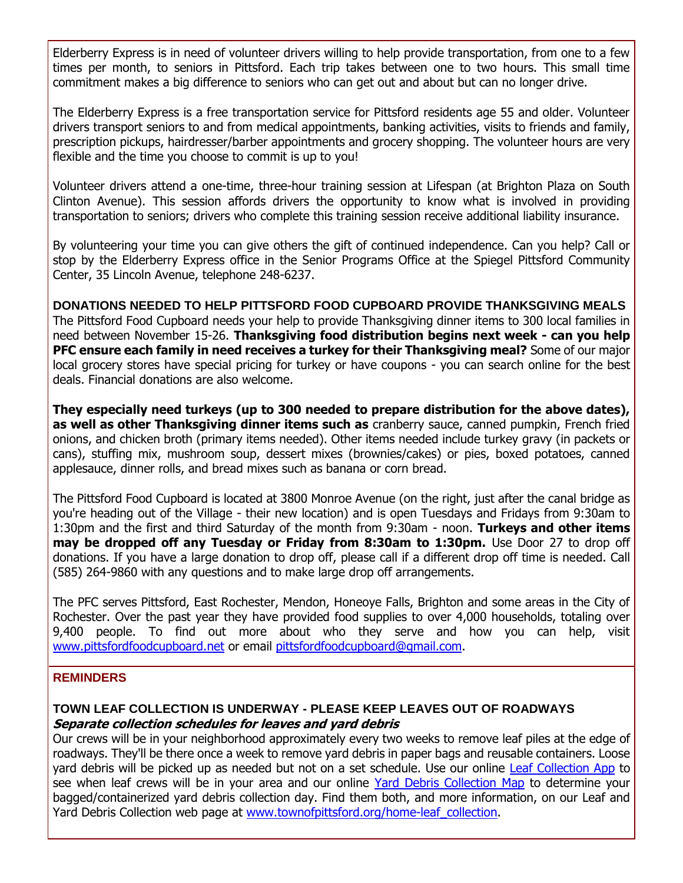Elderberry Express is in need of volunteer drivers willing to help provide transportation, from one to a few times per month, to seniors in Pittsford. Each trip takes between one to two hours. This small time commitment makes a big difference to seniors who can get out and about but can no longer drive.

The Elderberry Express is a free transportation service for Pittsford residents age 55 and older. Volunteer drivers transport seniors to and from medical appointments, banking activities, visits to friends and family, prescription pickups, hairdresser/barber appointments and grocery shopping. The volunteer hours are very flexible and the time you choose to commit is up to you!

Volunteer drivers attend a one-time, three-hour training session at Lifespan (at Brighton Plaza on South Clinton Avenue). This session affords drivers the opportunity to know what is involved in providing transportation to seniors; drivers who complete this training session receive additional liability insurance.

By volunteering your time you can give others the gift of continued independence. Can you help? Call or stop by the Elderberry Express office in the Senior Programs Office at the Spiegel Pittsford Community Center, 35 Lincoln Avenue, telephone 248-6237.

### DONATIONS NEEDED TO HELP PITTSFORD FOOD CUPBOARD PROVIDE THANKSGIVING MEALS

The Pittsford Food Cupboard needs your help to provide Thanksgiving dinner items to 300 local families in need between November 15-26. **Thanksgiving food distribution begins next week - can you help PFC ensure each family in need receives a turkey for their Thanksgiving meal?** Some of our major local grocery stores have special pricing for turkey or have coupons - you can search online for the best deals. Financial donations are also welcome.

**They especially need turkeys (up to 300 needed to prepare distribution for the above dates), as well as other Thanksgiving dinner items such as** cranberry sauce, canned pumpkin, French fried onions, and chicken broth (primary items needed). Other items needed include turkey gravy (in packets or cans), stuffing mix, mushroom soup, dessert mixes (brownies/cakes) or pies, boxed potatoes, canned applesauce, dinner rolls, and bread mixes such as banana or corn bread.

The Pittsford Food Cupboard is located at 3800 Monroe Avenue (on the right, just after the canal bridge as you're heading out of the Village - their new location) and is open Tuesdays and Fridays from 9:30am to 1:30pm and the first and third Saturday of the month from 9:30am - noon. **Turkeys and other items may be dropped off any Tuesday or Friday from 8:30am to 1:30pm.** Use Door 27 to drop off donations. If you have a large donation to drop off, please call if a different drop off time is needed. Call (585) 264-9860 with any questions and to make large drop off arrangements.

The PFC serves Pittsford, East Rochester, Mendon, Honeoye Falls, Brighton and some areas in the City of Rochester. Over the past year they have provided food supplies to over 4,000 households, totaling over 9,400 people. To find out more about who they serve and how you can help, visit www.pittsfordfoodcupboard.net or email pittsfordfoodcupboard@gmail.com.

## REMINDERS

### TOWN LEAF COLLECTION IS UNDERWAY - PLEASE KEEP LEAVES OUT OF ROADWAYS

***Separate collection schedules for leaves and yard debris***

Our crews will be in your neighborhood approximately every two weeks to remove leaf piles at the edge of roadways. They'll be there once a week to remove yard debris in paper bags and reusable containers. Loose yard debris will be picked up as needed but not on a set schedule. Use our online Leaf Collection App to see when leaf crews will be in your area and our online Yard Debris Collection Map to determine your bagged/containerized yard debris collection day. Find them both, and more information, on our Leaf and Yard Debris Collection web page at www.townofpittsford.org/home-leaf_collection.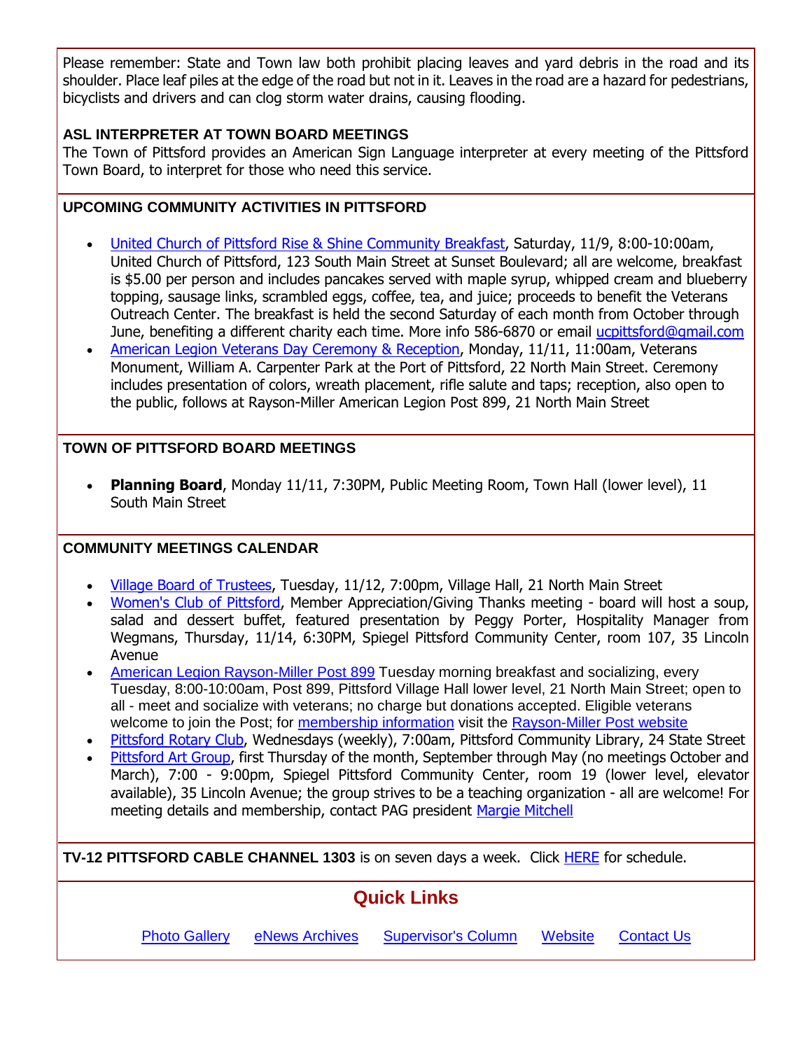Please remember: State and Town law both prohibit placing leaves and yard debris in the road and its shoulder. Place leaf piles at the edge of the road but not in it. Leaves in the road are a hazard for pedestrians, bicyclists and drivers and can clog storm water drains, causing flooding.

**ASL INTERPRETER AT TOWN BOARD MEETINGS**

The Town of Pittsford provides an American Sign Language interpreter at every meeting of the Pittsford Town Board, to interpret for those who need this service.

**UPCOMING COMMUNITY ACTIVITIES IN PITTSFORD**

- United Church of Pittsford Rise & Shine Community Breakfast, Saturday, 11/9, 8:00-10:00am, United Church of Pittsford, 123 South Main Street at Sunset Boulevard; all are welcome, breakfast is $5.00 per person and includes pancakes served with maple syrup, whipped cream and blueberry topping, sausage links, scrambled eggs, coffee, tea, and juice; proceeds to benefit the Veterans Outreach Center. The breakfast is held the second Saturday of each month from October through June, benefiting a different charity each time. More info 586-6870 or email ucpittsford@gmail.com
- American Legion Veterans Day Ceremony & Reception, Monday, 11/11, 11:00am, Veterans Monument, William A. Carpenter Park at the Port of Pittsford, 22 North Main Street. Ceremony includes presentation of colors, wreath placement, rifle salute and taps; reception, also open to the public, follows at Rayson-Miller American Legion Post 899, 21 North Main Street

**TOWN OF PITTSFORD BOARD MEETINGS**

- **Planning Board**, Monday 11/11, 7:30PM, Public Meeting Room, Town Hall (lower level), 11 South Main Street

**COMMUNITY MEETINGS CALENDAR**

- Village Board of Trustees, Tuesday, 11/12, 7:00pm, Village Hall, 21 North Main Street
- Women's Club of Pittsford, Member Appreciation/Giving Thanks meeting - board will host a soup, salad and dessert buffet, featured presentation by Peggy Porter, Hospitality Manager from Wegmans, Thursday, 11/14, 6:30PM, Spiegel Pittsford Community Center, room 107, 35 Lincoln Avenue
- American Legion Rayson-Miller Post 899 Tuesday morning breakfast and socializing, every Tuesday, 8:00-10:00am, Post 899, Pittsford Village Hall lower level, 21 North Main Street; open to all - meet and socialize with veterans; no charge but donations accepted. Eligible veterans welcome to join the Post; for membership information visit the Rayson-Miller Post website
- Pittsford Rotary Club, Wednesdays (weekly), 7:00am, Pittsford Community Library, 24 State Street
- Pittsford Art Group, first Thursday of the month, September through May (no meetings October and March), 7:00 - 9:00pm, Spiegel Pittsford Community Center, room 19 (lower level, elevator available), 35 Lincoln Avenue; the group strives to be a teaching organization - all are welcome! For meeting details and membership, contact PAG president Margie Mitchell

**TV-12 PITTSFORD CABLE CHANNEL 1303** is on seven days a week. Click HERE for schedule.

## Quick Links

Photo Gallery    eNews Archives    Supervisor's Column    Website    Contact Us